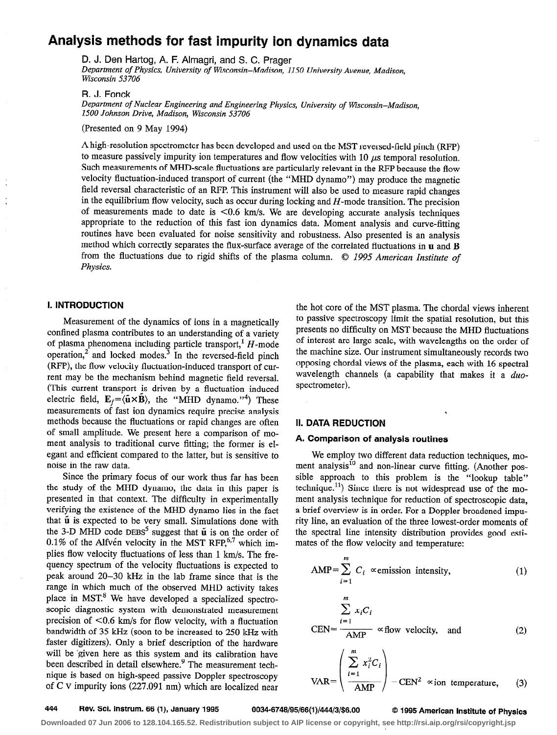# Analysis methods for fast impurity ion dynamics data

D. J. Den Hartog, A. F. Almagri, and S. C. Prager

*Department of Physics, University of Wisconsin–Madison, 1150 University Avenue, Madison, Wisconsin 53706*

R. J. Fonck

*Department of Nuclear Engineering and Engineering Physics, University of Wisconsin–Madison, 1500 Johnson Drive, Madison, Wisconsin 53706*

(Presented on 9 May 1994)

A high-resolution spectrometer has been developed and used on the MST reversed-field pinch (RFP) to measure passively impurity ion temperatures and flow velocities with 10 $\mu$s temporal resolution. Such measurements of MHD-scale fluctuations are particularly relevant in the RFP because the flow velocity fluctuation-induced transport of current (the "MHD dynamo") may produce the magnetic field reversal characteristic of an RFP. This instrument will also be used to measure rapid changes in the equilibrium flow velocity, such as occur during locking and *H*-mode transition. The precision of measurements made to date is <0.6 km/s. We are developing accurate analysis techniques appropriate to the reduction of this fast ion dynamics data. Moment analysis and curve-fitting routines have been evaluated for noise sensitivity and robustness. Also presented is an analysis method which correctly separates the flux-surface average of the correlated fluctuations in **u** and **B** from the fluctuations due to rigid shifts of the plasma column. © *1995 American Institute of Physics.*

## I. INTRODUCTION

Measurement of the dynamics of ions in a magnetically confined plasma contributes to an understanding of a variety of plasma phenomena including particle transport,[1] *H*-mode operation,[2] and locked modes.[3] In the reversed-field pinch (RFP), the flow velocity fluctuation-induced transport of current may be the mechanism behind magnetic field reversal. (This current transport is driven by a fluctuation induced electric field, $\mathbf{E}_f=\langle\tilde{\mathbf{u}}\times\tilde{\mathbf{B}}\rangle$, the "MHD dynamo."[4]) These measurements of fast ion dynamics require precise analysis methods because the fluctuations or rapid changes are often of small amplitude. We present here a comparison of moment analysis to traditional curve fitting; the former is elegant and efficient compared to the latter, but is sensitive to noise in the raw data.

Since the primary focus of our work thus far has been the study of the MHD dynamo, the data in this paper is presented in that context. The difficulty in experimentally verifying the existence of the MHD dynamo lies in the fact that $\tilde{\mathbf{u}}$ is expected to be very small. Simulations done with the 3-D MHD code DEBS[5] suggest that $\tilde{\mathbf{u}}$ is on the order of 0.1% of the Alfvén velocity in the MST RFP,[6,7] which implies flow velocity fluctuations of less than 1 km/s. The frequency spectrum of the velocity fluctuations is expected to peak around 20–30 kHz in the lab frame since that is the range in which much of the observed MHD activity takes place in MST.[8] We have developed a specialized spectroscopic diagnostic system with demonstrated measurement precision of <0.6 km/s for flow velocity, with a fluctuation bandwidth of 35 kHz (soon to be increased to 250 kHz with faster digitizers). Only a brief description of the hardware will be given here as this system and its calibration have been described in detail elsewhere.[9] The measurement technique is based on high-speed passive Doppler spectroscopy of C V impurity ions (227.091 nm) which are localized near the hot core of the MST plasma. The chordal views inherent to passive spectroscopy limit the spatial resolution, but this presents no difficulty on MST because the MHD fluctuations of interest are large scale, with wavelengths on the order of the machine size. Our instrument simultaneously records two opposing chordal views of the plasma, each with 16 spectral wavelength channels (a capability that makes it a *duo*-spectrometer).

## II. DATA REDUCTION

### A. Comparison of analysis routines

We employ two different data reduction techniques, moment analysis[10] and non-linear curve fitting. (Another possible approach to this problem is the "lookup table" technique.[11]) Since there is not widespread use of the moment analysis technique for reduction of spectroscopic data, a brief overview is in order. For a Doppler broadened impurity line, an evaluation of the three lowest-order moments of the spectral line intensity distribution provides good estimates of the flow velocity and temperature:

$$\mathrm{AMP}=\sum_{i=1}^{m} C_i \propto \text{emission intensity}, \tag{1}$$

$$\mathrm{CEN}=\frac{\sum_{i=1}^{m} x_i C_i}{\mathrm{AMP}} \propto \text{flow velocity, and} \tag{2}$$

$$\mathrm{VAR}=\left(\frac{\sum_{i=1}^{m} x_i^2 C_i}{\mathrm{AMP}}\right)-\mathrm{CEN}^2 \propto \text{ion temperature}, \tag{3}$$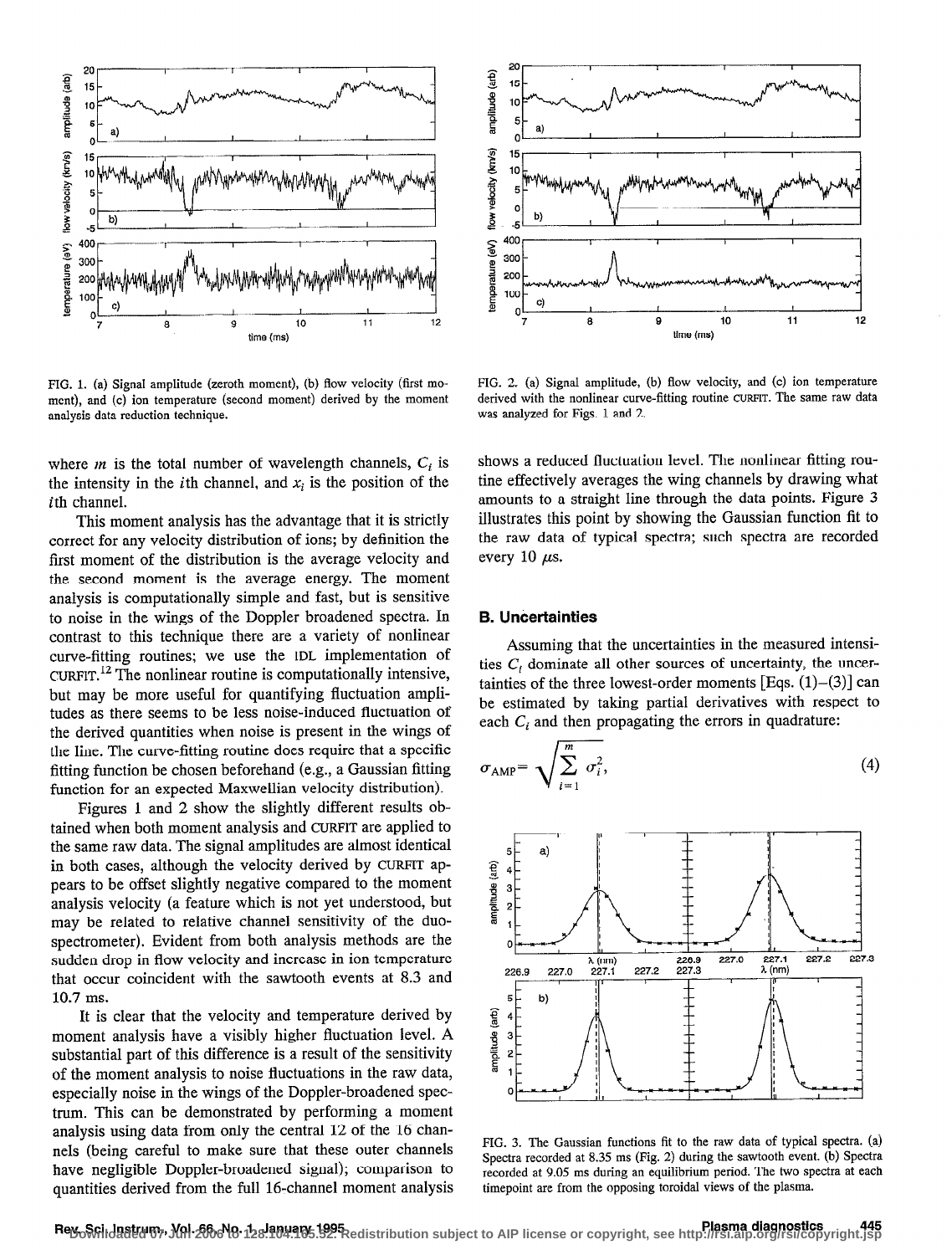FIG. 1. (a) Signal amplitude (zeroth moment), (b) flow velocity (first moment), and (c) ion temperature (second moment) derived by the moment analysis data reduction technique.

FIG. 2. (a) Signal amplitude, (b) flow velocity, and (c) ion temperature derived with the nonlinear curve-fitting routine CURFIT. The same raw data was analyzed for Figs. 1 and 2.

where $m$ is the total number of wavelength channels, $C_i$ is the intensity in the $i$th channel, and $x_i$ is the position of the $i$th channel.

This moment analysis has the advantage that it is strictly correct for any velocity distribution of ions; by definition the first moment of the distribution is the average velocity and the second moment is the average energy. The moment analysis is computationally simple and fast, but is sensitive to noise in the wings of the Doppler broadened spectra. In contrast to this technique there are a variety of nonlinear curve-fitting routines; we use the IDL implementation of CURFIT.[12] The nonlinear routine is computationally intensive, but may be more useful for quantifying fluctuation amplitudes as there seems to be less noise-induced fluctuation of the derived quantities when noise is present in the wings of the line. The curve-fitting routine does require that a specific fitting function be chosen beforehand (e.g., a Gaussian fitting function for an expected Maxwellian velocity distribution).

Figures 1 and 2 show the slightly different results obtained when both moment analysis and CURFIT are applied to the same raw data. The signal amplitudes are almost identical in both cases, although the velocity derived by CURFIT appears to be offset slightly negative compared to the moment analysis velocity (a feature which is not yet understood, but may be related to relative channel sensitivity of the duo-spectrometer). Evident from both analysis methods are the sudden drop in flow velocity and increase in ion temperature that occur coincident with the sawtooth events at 8.3 and 10.7 ms.

It is clear that the velocity and temperature derived by moment analysis have a visibly higher fluctuation level. A substantial part of this difference is a result of the sensitivity of the moment analysis to noise fluctuations in the raw data, especially noise in the wings of the Doppler-broadened spectrum. This can be demonstrated by performing a moment analysis using data from only the central 12 of the 16 channels (being careful to make sure that these outer channels have negligible Doppler-broadened signal); comparison to quantities derived from the full 16-channel moment analysis shows a reduced fluctuation level. The nonlinear fitting routine effectively averages the wing channels by drawing what amounts to a straight line through the data points. Figure 3 illustrates this point by showing the Gaussian function fit to the raw data of typical spectra; such spectra are recorded every 10 $\mu$s.

## B. Uncertainties

Assuming that the uncertainties in the measured intensities $C_i$ dominate all other sources of uncertainty, the uncertainties of the three lowest-order moments [Eqs. (1)–(3)] can be estimated by taking partial derivatives with respect to each $C_i$ and then propagating the errors in quadrature:

$$\sigma_{\mathrm{AMP}} = \sqrt{\sum_{i=1}^{m} \sigma_i^2}, \tag{4}$$

FIG. 3. The Gaussian functions fit to the raw data of typical spectra. (a) Spectra recorded at 8.35 ms (Fig. 2) during the sawtooth event. (b) Spectra recorded at 9.05 ms during an equilibrium period. The two spectra at each timepoint are from the opposing toroidal views of the plasma.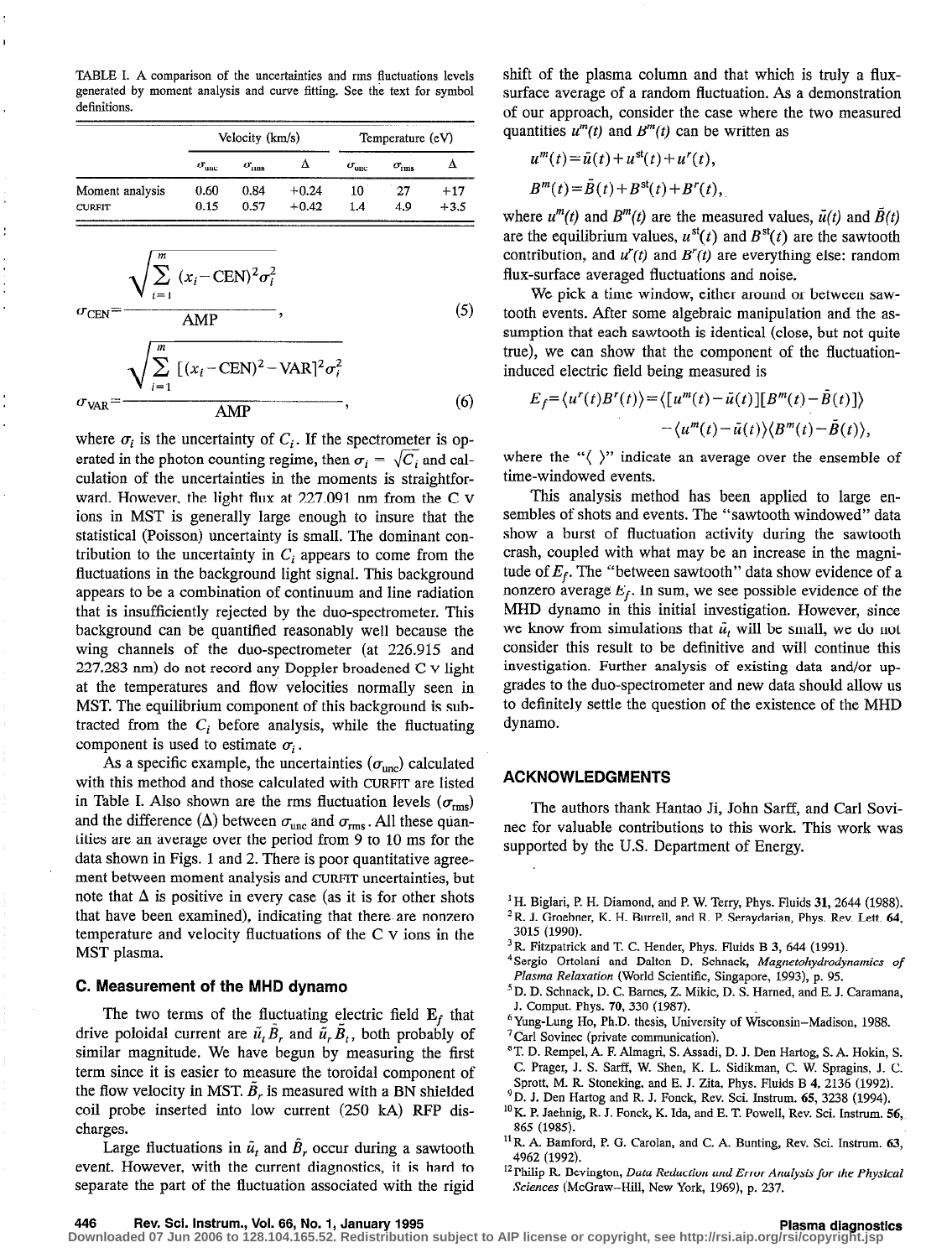TABLE I. A comparison of the uncertainties and rms fluctuations levels generated by moment analysis and curve fitting. See the text for symbol definitions.

| | Velocity (km/s) | | | Temperature (eV) | | |
|---|---|---|---|---|---|---|
| | $\sigma_{unc}$ | $\sigma_{rms}$ | $\Delta$ | $\sigma_{unc}$ | $\sigma_{rms}$ | $\Delta$ |
| Moment analysis | 0.60 | 0.84 | +0.24 | 10 | 27 | +17 |
| CURFIT | 0.15 | 0.57 | +0.42 | 1.4 | 4.9 | +3.5 |

$$\sigma_{\mathrm{CEN}}=\frac{\sqrt{\sum_{i=1}^{m}(x_i-\mathrm{CEN})^2\sigma_i^2}}{\mathrm{AMP}}, \tag{5}$$

$$\sigma_{\mathrm{VAR}}=\frac{\sqrt{\sum_{i=1}^{m}[(x_i-\mathrm{CEN})^2-\mathrm{VAR}]^2\sigma_i^2}}{\mathrm{AMP}}, \tag{6}$$

where $\sigma_i$ is the uncertainty of $C_i$. If the spectrometer is operated in the photon counting regime, then $\sigma_i = \sqrt{C_i}$ and calculation of the uncertainties in the moments is straightforward. However, the light flux at 227.091 nm from the C V ions in MST is generally large enough to insure that the statistical (Poisson) uncertainty is small. The dominant contribution to the uncertainty in $C_i$ appears to come from the fluctuations in the background light signal. This background appears to be a combination of continuum and line radiation that is insufficiently rejected by the duo-spectrometer. This background can be quantified reasonably well because the wing channels of the duo-spectrometer (at 226.915 and 227.283 nm) do not record any Doppler broadened C V light at the temperatures and flow velocities normally seen in MST. The equilibrium component of this background is subtracted from the $C_i$ before analysis, while the fluctuating component is used to estimate $\sigma_i$.

As a specific example, the uncertainties ($\sigma_{unc}$) calculated with this method and those calculated with CURFIT are listed in Table I. Also shown are the rms fluctuation levels ($\sigma_{rms}$) and the difference ($\Delta$) between $\sigma_{unc}$ and $\sigma_{rms}$. All these quantities are an average over the period from 9 to 10 ms for the data shown in Figs. 1 and 2. There is poor quantitative agreement between moment analysis and CURFIT uncertainties, but note that $\Delta$ is positive in every case (as it is for other shots that have been examined), indicating that there are nonzero temperature and velocity fluctuations of the C V ions in the MST plasma.

### C. Measurement of the MHD dynamo

The two terms of the fluctuating electric field $\mathbf{E}_f$ that drive poloidal current are $\tilde{u}_t\tilde{B}_r$ and $\tilde{u}_r\tilde{B}_t$, both probably of similar magnitude. We have begun by measuring the first term since it is easier to measure the toroidal component of the flow velocity in MST. $\tilde{B}_r$ is measured with a BN shielded coil probe inserted into low current (250 kA) RFP discharges.

Large fluctuations in $\tilde{u}_t$ and $\tilde{B}_r$ occur during a sawtooth event. However, with the current diagnostics, it is hard to separate the part of the fluctuation associated with the rigid shift of the plasma column and that which is truly a flux-surface average of a random fluctuation. As a demonstration of our approach, consider the case where the two measured quantities $u^m(t)$ and $B^m(t)$ can be written as

$$u^m(t)=\bar{u}(t)+u^{\mathrm{st}}(t)+u^r(t),$$

$$B^m(t)=\bar{B}(t)+B^{\mathrm{st}}(t)+B^r(t),$$

where $u^m(t)$ and $B^m(t)$ are the measured values, $\bar{u}(t)$ and $\bar{B}(t)$ are the equilibrium values, $u^{\mathrm{st}}(t)$ and $B^{\mathrm{st}}(t)$ are the sawtooth contribution, and $u^r(t)$ and $B^r(t)$ are everything else: random flux-surface averaged fluctuations and noise.

We pick a time window, either around or between sawtooth events. After some algebraic manipulation and the assumption that each sawtooth is identical (close, but not quite true), we can show that the component of the fluctuation-induced electric field being measured is

$$E_f=\langle u^r(t)B^r(t)\rangle=\langle[u^m(t)-\bar{u}(t)][B^m(t)-\bar{B}(t)]\rangle - \langle u^m(t)-\bar{u}(t)\rangle\langle B^m(t)-\bar{B}(t)\rangle,$$

where the "$\langle\ \rangle$" indicate an average over the ensemble of time-windowed events.

This analysis method has been applied to large ensembles of shots and events. The "sawtooth windowed" data show a burst of fluctuation activity during the sawtooth crash, coupled with what may be an increase in the magnitude of $E_f$. The "between sawtooth" data show evidence of a nonzero average $E_f$. In sum, we see possible evidence of the MHD dynamo in this initial investigation. However, since we know from simulations that $\tilde{u}_t$ will be small, we do not consider this result to be definitive and will continue this investigation. Further analysis of existing data and/or upgrades to the duo-spectrometer and new data should allow us to definitely settle the question of the existence of the MHD dynamo.

## ACKNOWLEDGMENTS

The authors thank Hantao Ji, John Sarff, and Carl Sovinec for valuable contributions to this work. This work was supported by the U.S. Department of Energy.

[1] H. Biglari, P. H. Diamond, and P. W. Terry, Phys. Fluids **31**, 2644 (1988).
[2] R. J. Groebner, K. H. Burrell, and R. P. Seraydarian, Phys. Rev. Lett. **64**, 3015 (1990).
[3] R. Fitzpatrick and T. C. Hender, Phys. Fluids B **3**, 644 (1991).
[4] Sergio Ortolani and Dalton D. Schnack, *Magnetohydrodynamics of Plasma Relaxation* (World Scientific, Singapore, 1993), p. 95.
[5] D. D. Schnack, D. C. Barnes, Z. Mikic, D. S. Harned, and E. J. Caramana, J. Comput. Phys. **70**, 330 (1987).
[6] Yung-Lung Ho, Ph.D. thesis, University of Wisconsin–Madison, 1988.
[7] Carl Sovinec (private communication).
[8] T. D. Rempel, A. F. Almagri, S. Assadi, D. J. Den Hartog, S. A. Hokin, S. C. Prager, J. S. Sarff, W. Shen, K. L. Sidikman, C. W. Spragins, J. C. Sprott, M. R. Stoneking, and E. J. Zita, Phys. Fluids B **4**, 2136 (1992).
[9] D. J. Den Hartog and R. J. Fonck, Rev. Sci. Instrum. **65**, 3238 (1994).
[10] K. P. Jaehnig, R. J. Fonck, K. Ida, and E. T. Powell, Rev. Sci. Instrum. **56**, 865 (1985).
[11] R. A. Bamford, P. G. Carolan, and C. A. Bunting, Rev. Sci. Instrum. **63**, 4962 (1992).
[12] Philip R. Bevington, *Data Reduction and Error Analysis for the Physical Sciences* (McGraw–Hill, New York, 1969), p. 237.